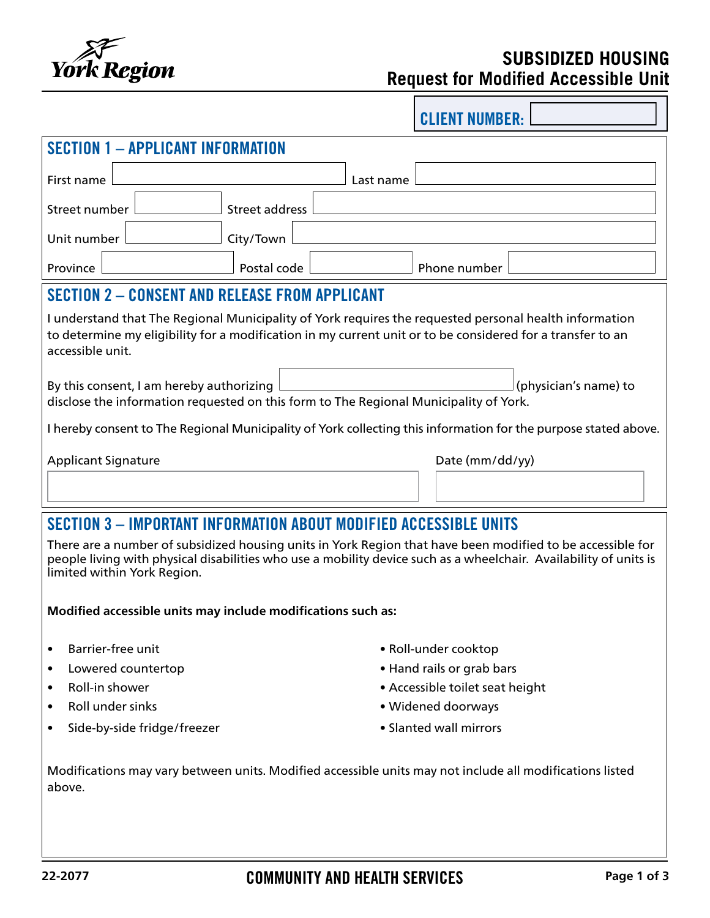York Region

# SUBSIDIZED HOUSING
## Request for Modified Accessible Unit

**CLIENT NUMBER:** 

## SECTION 1 – APPLICANT INFORMATION

First name ______ Last name ______

Street number ______ Street address ______

Unit number ______ City/Town ______

Province ______ Postal code ______ Phone number ______

## SECTION 2 – CONSENT AND RELEASE FROM APPLICANT

I understand that The Regional Municipality of York requires the requested personal health information to determine my eligibility for a modification in my current unit or to be considered for a transfer to an accessible unit.

By consent, I am hereby authorizing ______ (physician's name) to disclose the information requested on this form to The Regional Municipality of York.

I hereby consent to The Regional Municipality of York collecting this information for the purpose stated above.

Applicant Signature ______ Date (mm/dd/yy) ______

## SECTION 3 – IMPORTANT INFORMATION ABOUT MODIFIED ACCESSIBLE UNITS

There are a number of subsidized housing units in York Region that have been modified to be accessible for people living with physical disabilities who use a mobility device such as a wheelchair. Availability of units is limited within York Region.

**Modified accessible units may include modifications such as:**

- Barrier-free unit
- Lowered countertop
- Roll-in shower
- Roll under sinks
- Side-by-side fridge/freezer
- Roll-under cooktop
- Hand rails or grab bars
- Accessible toilet seat height
- Widened doorways
- Slanted wall mirrors

Modifications may vary between units. Modified accessible units may not include all modifications listed above.

22-2077 COMMUNITY AND HEALTH SERVICES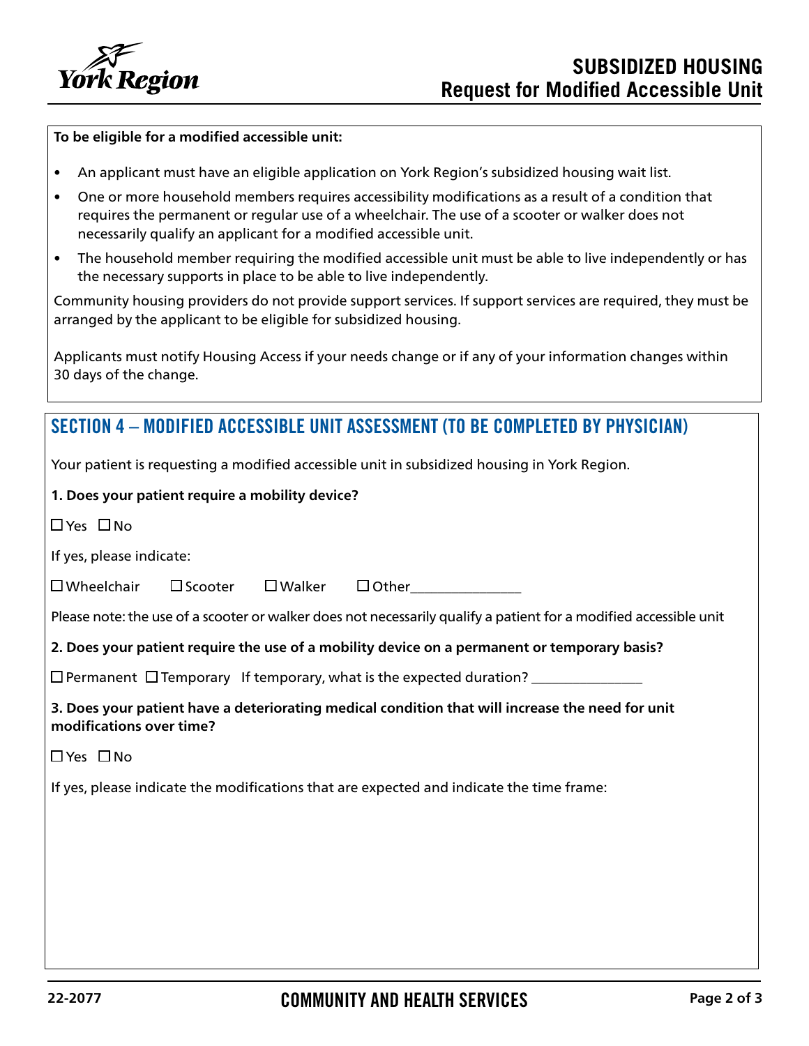**To be eligible for a modified accessible unit:**

- An applicant must have an eligible application on York Region's subsidized housing wait list.
- One or more household members requires accessibility modifications as a result of a condition that requires the permanent or regular use of a wheelchair. The use of a scooter or walker does not necessarily qualify an applicant for a modified accessible unit.
- The household member requiring the modified accessible unit must be able to live independently or has the necessary supports in place to be able to live independently.

Community housing providers do not provide support services. If support services are required, they must be arranged by the applicant to be eligible for subsidized housing.

Applicants must notify Housing Access if your needs change or if any of your information changes within 30 days of the change.

## SECTION 4 – MODIFIED ACCESSIBLE UNIT ASSESSMENT (TO BE COMPLETED BY PHYSICIAN)

Your patient is requesting a modified accessible unit in subsidized housing in York Region.

**1. Does your patient require a mobility device?**

☐ Yes ☐ No

If yes, please indicate:

☐ Wheelchair ☐ Scooter ☐ Walker ☐ Other_______________

Please note: the use of a scooter or walker does not necessarily qualify a patient for a modified accessible unit

**2. Does your patient require the use of a mobility device on a permanent or temporary basis?**

☐ Permanent ☐ Temporary If temporary, what is the expected duration? _______________

**3. Does your patient have a deteriorating medical condition that will increase the need for unit modifications over time?**

☐ Yes ☐ No

If yes, please indicate the modifications that are expected and indicate the time frame:

22-2077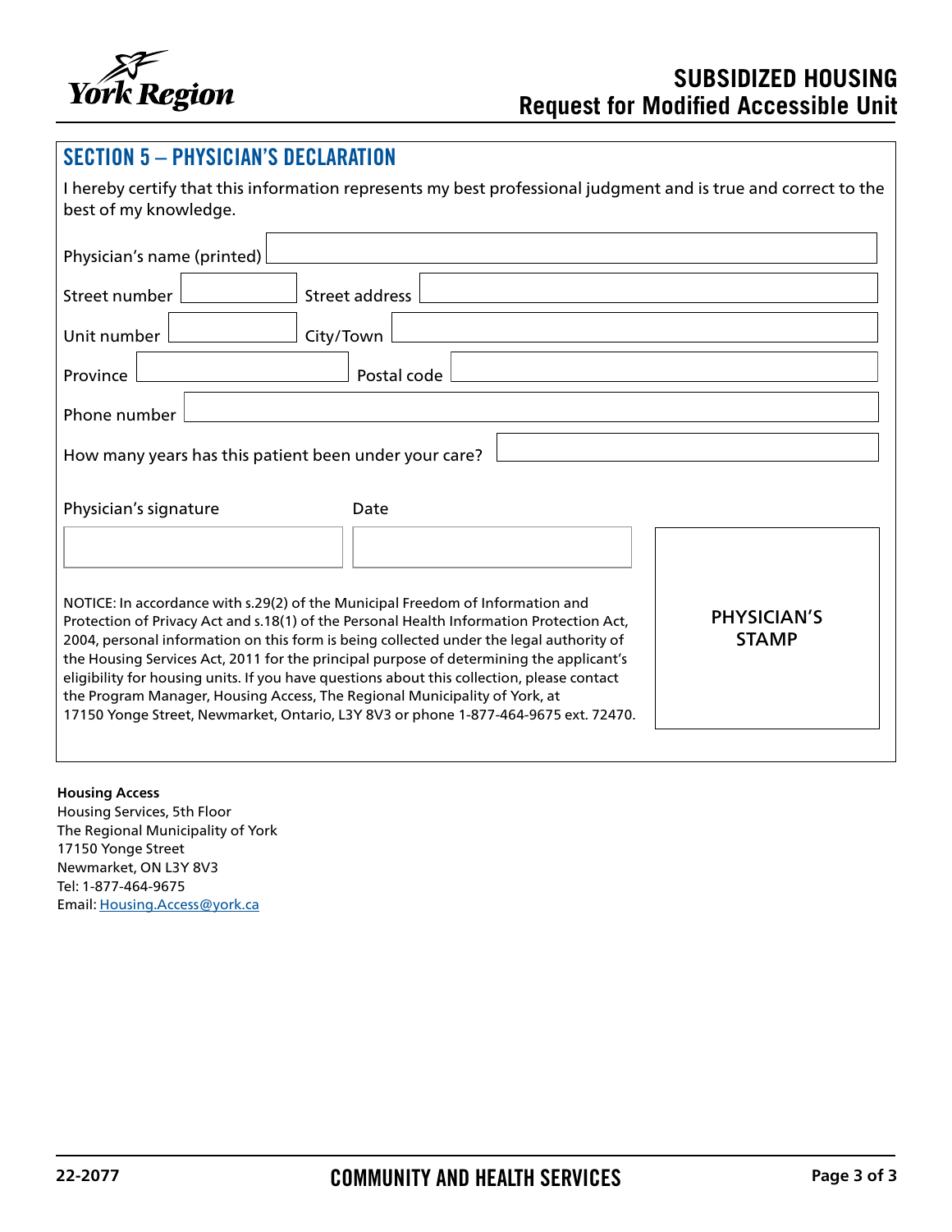# SUBSIDIZED HOUSING
## Request for Modified Accessible Unit

### SECTION 5 – PHYSICIAN'S DECLARATION

I hereby certify that this information represents my best professional judgment and is true and correct to the best of my knowledge.

Physician's name (printed)

Street number

Street address

Unit number

City/Town

Province

Postal code

Phone number

How many years has this patient been under your care?

Physician's signature

Date

**PHYSICIAN'S STAMP**

NOTICE: In accordance with s.29(2) of the Municipal Freedom of Information and Protection of Privacy Act and s.18(1) of the Personal Health Information Protection Act, 2004, personal information on this form is being collected under the legal authority of the Housing Services Act, 2011 for the principal purpose of determining the applicant's eligibility for housing units. If you have questions about this collection, please contact the Program Manager, Housing Access, The Regional Municipality of York, at 17150 Yonge Street, Newmarket, Ontario, L3Y 8V3 or phone 1-877-464-9675 ext. 72470.

**Housing Access**
Housing Services, 5th Floor
The Regional Municipality of York
17150 Yonge Street
Newmarket, ON L3Y 8V3
Tel: 1-877-464-9675
Email: Housing.Access@york.ca

22-2077

COMMUNITY AND HEALTH SERVICES